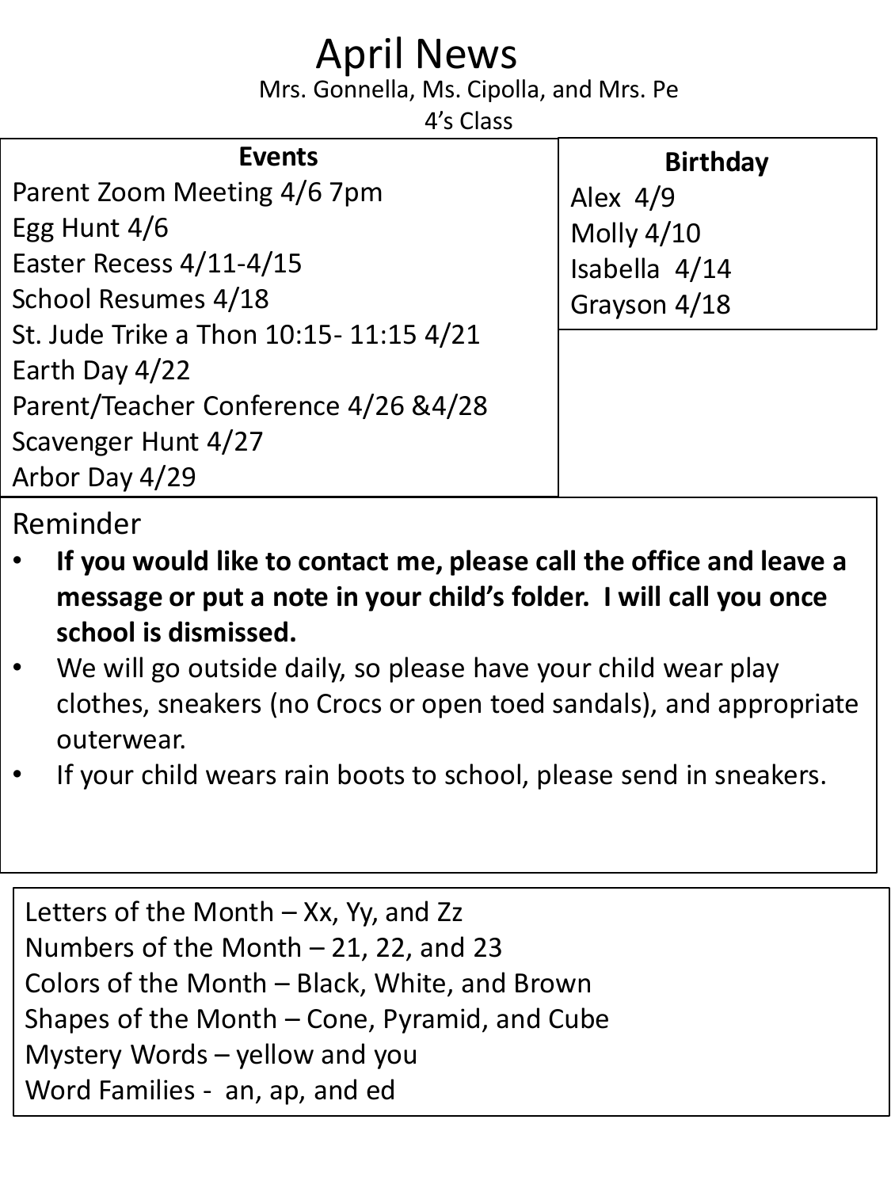# April News

Mrs. Gonnella, Ms. Cipolla, and Mrs. Pe

4's Class

## Events

Parent Zoom Meeting 4/6 7pm
Egg Hunt 4/6
Easter Recess 4/11-4/15
School Resumes 4/18
St. Jude Trike a Thon 10:15- 11:15 4/21
Earth Day 4/22
Parent/Teacher Conference 4/26 &4/28
Scavenger Hunt 4/27
Arbor Day 4/29

## Birthday

Alex 4/9
Molly 4/10
Isabella 4/14
Grayson 4/18

## Reminder

- **If you would like to contact me, please call the office and leave a message or put a note in your child's folder. I will call you once school is dismissed.**
- We will go outside daily, so please have your child wear play clothes, sneakers (no Crocs or open toed sandals), and appropriate outerwear.
- If your child wears rain boots to school, please send in sneakers.

Letters of the Month – Xx, Yy, and Zz
Numbers of the Month – 21, 22, and 23
Colors of the Month – Black, White, and Brown
Shapes of the Month – Cone, Pyramid, and Cube
Mystery Words – yellow and you
Word Families - an, ap, and ed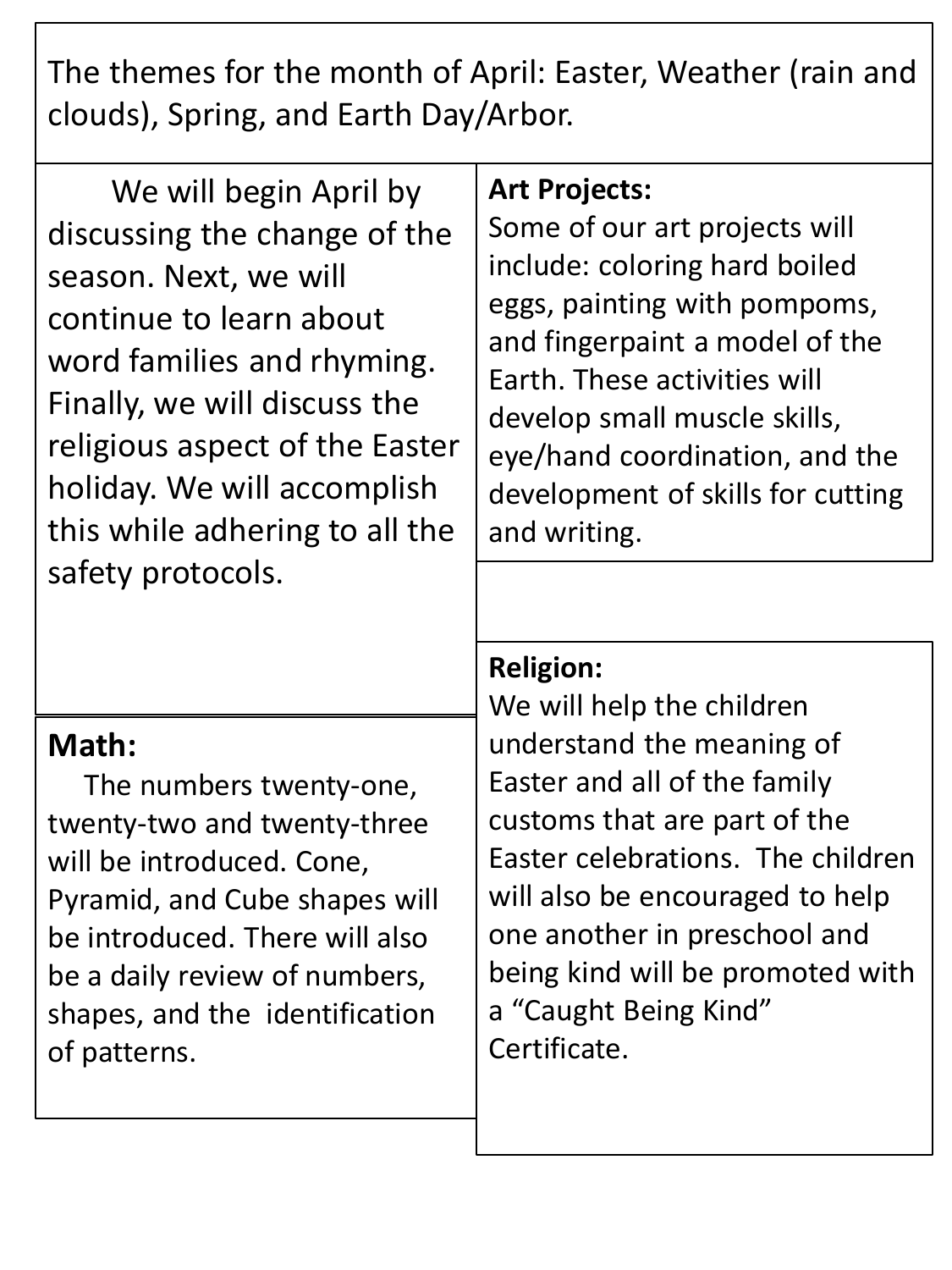The themes for the month of April: Easter, Weather (rain and clouds), Spring, and Earth Day/Arbor.

We will begin April by discussing the change of the season. Next, we will continue to learn about word families and rhyming. Finally, we will discuss the religious aspect of the Easter holiday. We will accomplish this while adhering to all the safety protocols.

**Art Projects:**
Some of our art projects will include: coloring hard boiled eggs, painting with pompoms, and fingerpaint a model of the Earth. These activities will develop small muscle skills, eye/hand coordination, and the development of skills for cutting and writing.

**Math:**
The numbers twenty-one, twenty-two and twenty-three will be introduced. Cone, Pyramid, and Cube shapes will be introduced. There will also be a daily review of numbers, shapes, and the identification of patterns.

**Religion:**
We will help the children understand the meaning of Easter and all of the family customs that are part of the Easter celebrations. The children will also be encouraged to help one another in preschool and being kind will be promoted with a "Caught Being Kind" Certificate.